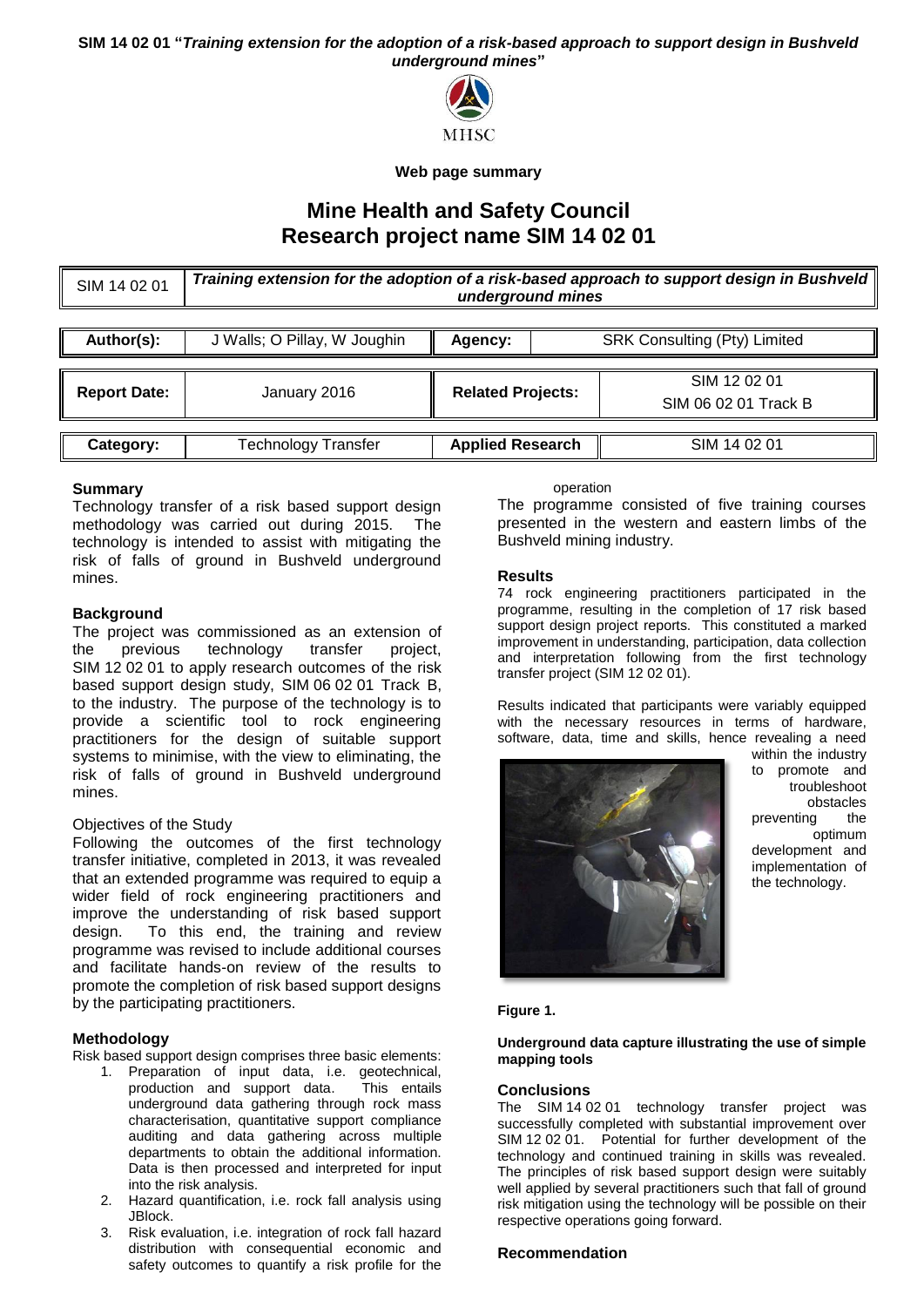**SIM 14 02 01 "*Training extension for the adoption of a risk-based approach to support design in Bushveld underground mines*"**

MHSC

**Web page summary**

# Mine Health and Safety Council
# Research project name SIM 14 02 01

| SIM 14 02 01 | *Training extension for the adoption of a risk-based approach to support design in Bushveld underground mines* | | |
|---|---|---|---|
| **Author(s):** | J Walls; O Pillay, W Joughin | **Agency:** | SRK Consulting (Pty) Limited |
| **Report Date:** | January 2016 | **Related Projects:** | SIM 12 02 01<br>SIM 06 02 01 Track B |
| **Category:** | Technology Transfer | **Applied Research** | SIM 14 02 01 |

## Summary

Technology transfer of a risk based support design methodology was carried out during 2015. The technology is intended to assist with mitigating the risk of falls of ground in Bushveld underground mines.

## Background

The project was commissioned as an extension of the previous technology transfer project, SIM 12 02 01 to apply research outcomes of the risk based support design study, SIM 06 02 01 Track B, to the industry. The purpose of the technology is to provide a scientific tool to rock engineering practitioners for the design of suitable support systems to minimise, with the view to eliminating, the risk of falls of ground in Bushveld underground mines.

### Objectives of the Study

Following the outcomes of the first technology transfer initiative, completed in 2013, it was revealed that an extended programme was required to equip a wider field of rock engineering practitioners and improve the understanding of risk based support design. To this end, the training and review programme was revised to include additional courses and facilitate hands-on review of the results to promote the completion of risk based support designs by the participating practitioners.

## Methodology

Risk based support design comprises three basic elements:

1. Preparation of input data, i.e. geotechnical, production and support data. This entails underground data gathering through rock mass characterisation, quantitative support compliance auditing and data gathering across multiple departments to obtain the additional information. Data is then processed and interpreted for input into the risk analysis.
2. Hazard quantification, i.e. rock fall analysis using JBlock.
3. Risk evaluation, i.e. integration of rock fall hazard distribution with consequential economic and safety outcomes to quantify a risk profile for the operation

The programme consisted of five training courses presented in the western and eastern limbs of the Bushveld mining industry.

## Results

74 rock engineering practitioners participated in the programme, resulting in the completion of 17 risk based support design project reports. This constituted a marked improvement in understanding, participation, data collection and interpretation following from the first technology transfer project (SIM 12 02 01).

Results indicated that participants were variably equipped with the necessary resources in terms of hardware, software, data, time and skills, hence revealing a need within the industry to promote and troubleshoot obstacles preventing the optimum development and implementation of the technology.

**Figure 1.**

**Underground data capture illustrating the use of simple mapping tools**

## Conclusions

The SIM 14 02 01 technology transfer project was successfully completed with substantial improvement over SIM 12 02 01. Potential for further development of the technology and continued training in skills was revealed. The principles of risk based support design were suitably well applied by several practitioners such that fall of ground risk mitigation using the technology will be possible on their respective operations going forward.

## Recommendation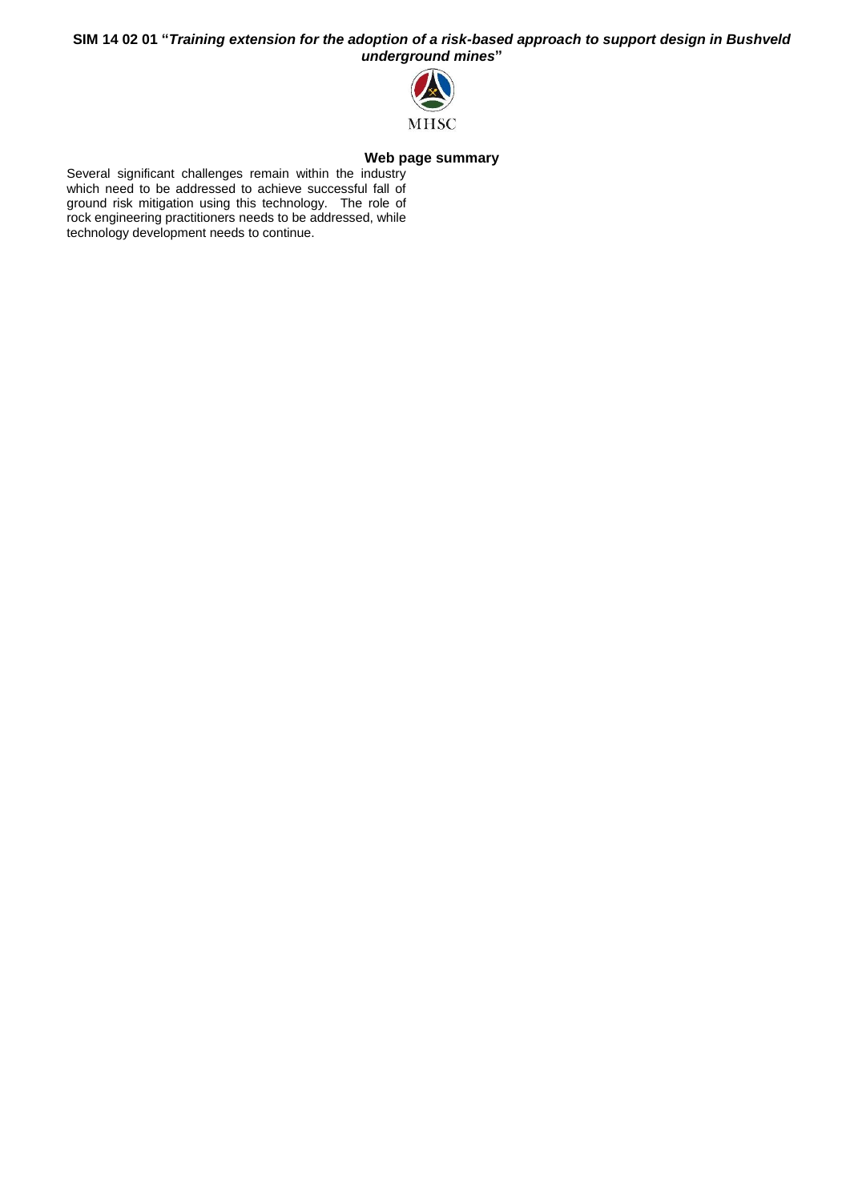**SIM 14 02 01 "*Training extension for the adoption of a risk-based approach to support design in Bushveld underground mines*"**

MHSC

**Web page summary**

Several significant challenges remain within the industry which need to be addressed to achieve successful fall of ground risk mitigation using this technology. The role of rock engineering practitioners needs to be addressed, while technology development needs to continue.